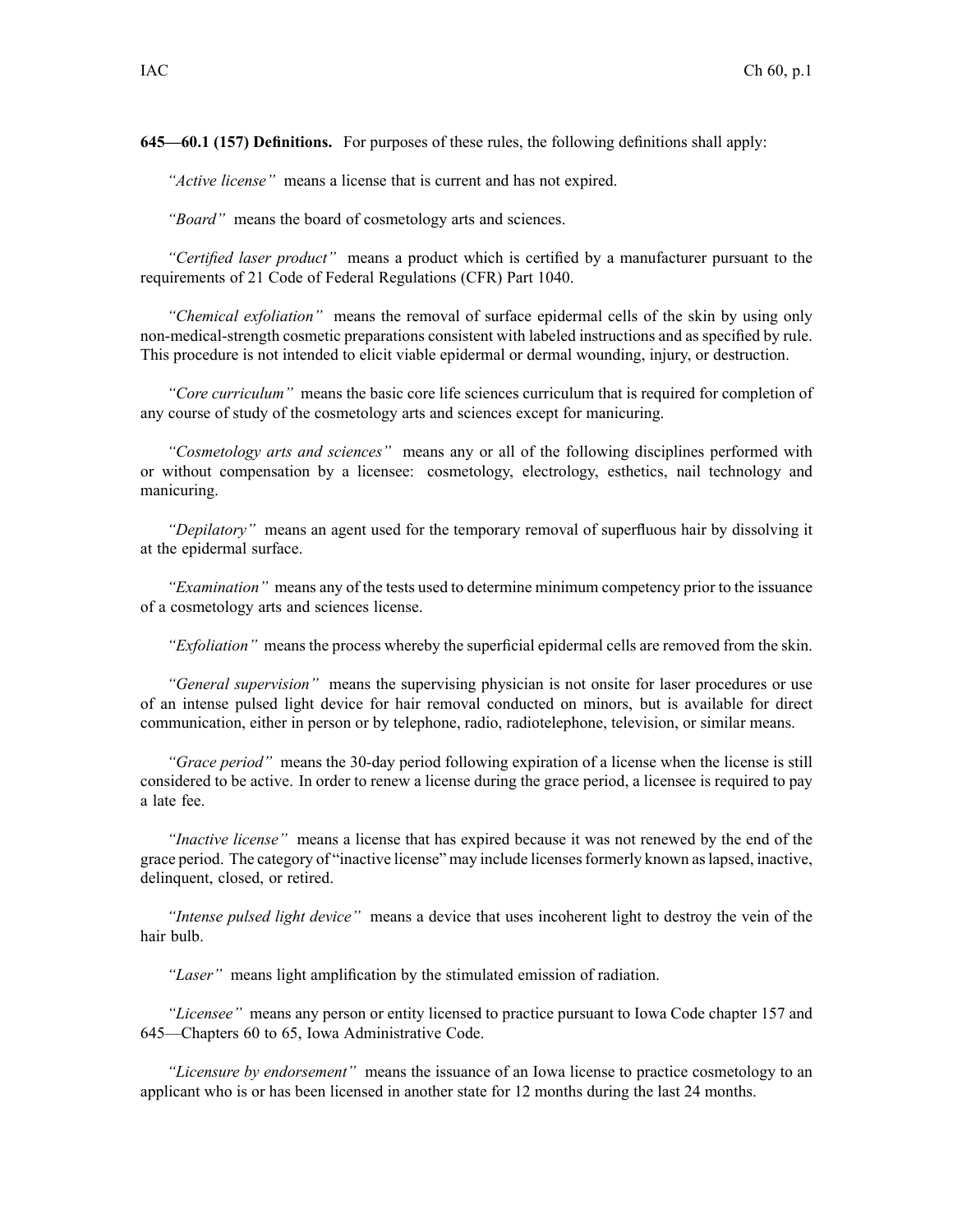**645—60.1 (157) Definitions.** For purposes of these rules, the following definitions shall apply:

*"Active license"* means a license that is current and has not expired.

*"Board"* means the board of cosmetology arts and sciences.

*"Certified laser product"* means a product which is certified by a manufacturer pursuant to the requirements of 21 Code of Federal Regulations (CFR) Part 1040.

*"Chemical exfoliation"* means the removal of surface epidermal cells of the skin by using only non-medical-strength cosmetic preparations consistent with labeled instructions and as specified by rule. This procedure is not intended to elicit viable epidermal or dermal wounding, injury, or destruction.

*"Core curriculum"* means the basic core life sciences curriculum that is required for completion of any course of study of the cosmetology arts and sciences except for manicuring.

*"Cosmetology arts and sciences"* means any or all of the following disciplines performed with or without compensation by a licensee: cosmetology, electrology, esthetics, nail technology and manicuring.

*"Depilatory"* means an agent used for the temporary removal of superfluous hair by dissolving it at the epidermal surface.

*"Examination"* means any of the tests used to determine minimum competency prior to the issuance of a cosmetology arts and sciences license.

*"Exfoliation"* means the process whereby the superficial epidermal cells are removed from the skin.

*"General supervision"* means the supervising physician is not onsite for laser procedures or use of an intense pulsed light device for hair removal conducted on minors, but is available for direct communication, either in person or by telephone, radio, radiotelephone, television, or similar means.

*"Grace period"* means the 30-day period following expiration of a license when the license is still considered to be active. In order to renew a license during the grace period, a licensee is required to pay a late fee.

*"Inactive license"* means a license that has expired because it was not renewed by the end of the grace period. The category of "inactive license" may include licenses formerly known as lapsed, inactive, delinquent, closed, or retired.

*"Intense pulsed light device"* means a device that uses incoherent light to destroy the vein of the hair bulb.

*"Laser"* means light amplification by the stimulated emission of radiation.

*"Licensee"* means any person or entity licensed to practice pursuant to Iowa Code chapter 157 and 645—Chapters 60 to 65, Iowa Administrative Code.

*"Licensure by endorsement"* means the issuance of an Iowa license to practice cosmetology to an applicant who is or has been licensed in another state for 12 months during the last 24 months.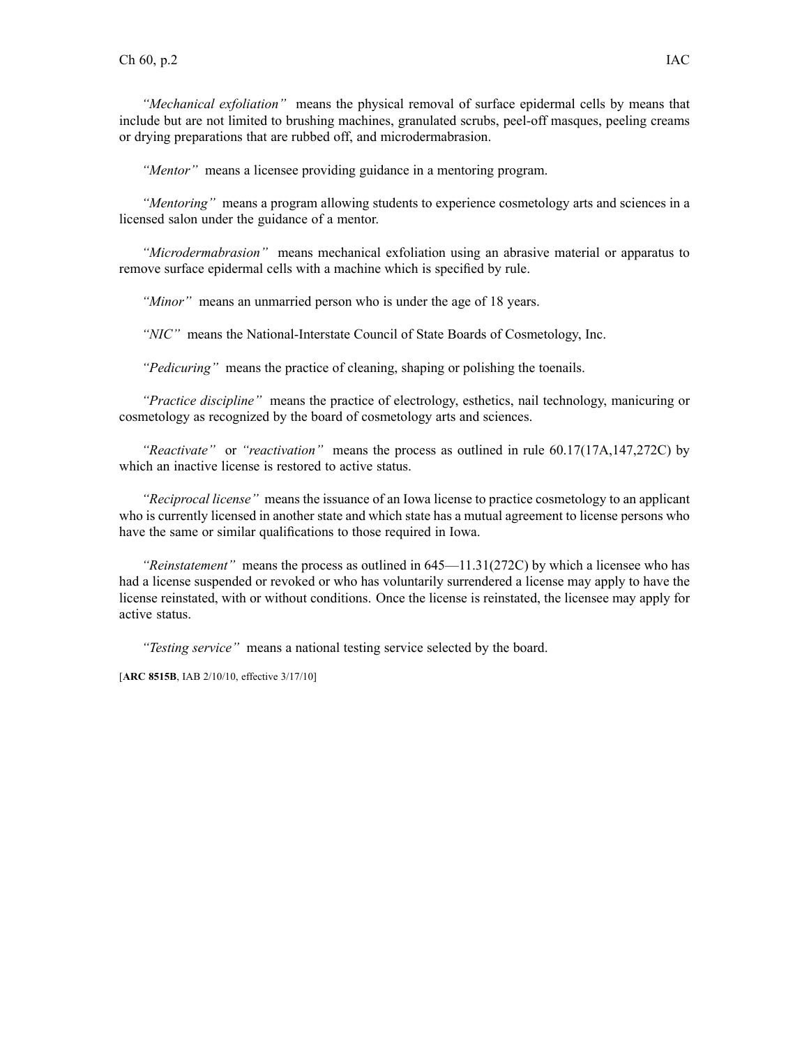*"Mechanical exfoliation"* means the physical removal of surface epidermal cells by means that include but are not limited to brushing machines, granulated scrubs, peel-off masques, peeling creams or drying preparations that are rubbed off, and microdermabrasion.

*"Mentor"* means a licensee providing guidance in a mentoring program.

*"Mentoring"* means a program allowing students to experience cosmetology arts and sciences in a licensed salon under the guidance of a mentor.

*"Microdermabrasion"* means mechanical exfoliation using an abrasive material or apparatus to remove surface epidermal cells with a machine which is specified by rule.

*"Minor"* means an unmarried person who is under the age of 18 years.

*"NIC"* means the National-Interstate Council of State Boards of Cosmetology, Inc.

*"Pedicuring"* means the practice of cleaning, shaping or polishing the toenails.

*"Practice discipline"* means the practice of electrology, esthetics, nail technology, manicuring or cosmetology as recognized by the board of cosmetology arts and sciences.

*"Reactivate"* or *"reactivation"* means the process as outlined in rule 60.17(17A,147,272C) by which an inactive license is restored to active status.

*"Reciprocal license"* means the issuance of an Iowa license to practice cosmetology to an applicant who is currently licensed in another state and which state has a mutual agreement to license persons who have the same or similar qualifications to those required in Iowa.

*"Reinstatement"* means the process as outlined in 645—11.31(272C) by which a licensee who has had a license suspended or revoked or who has voluntarily surrendered a license may apply to have the license reinstated, with or without conditions. Once the license is reinstated, the licensee may apply for active status.

*"Testing service"* means a national testing service selected by the board.

[**ARC 8515B**, IAB 2/10/10, effective 3/17/10]